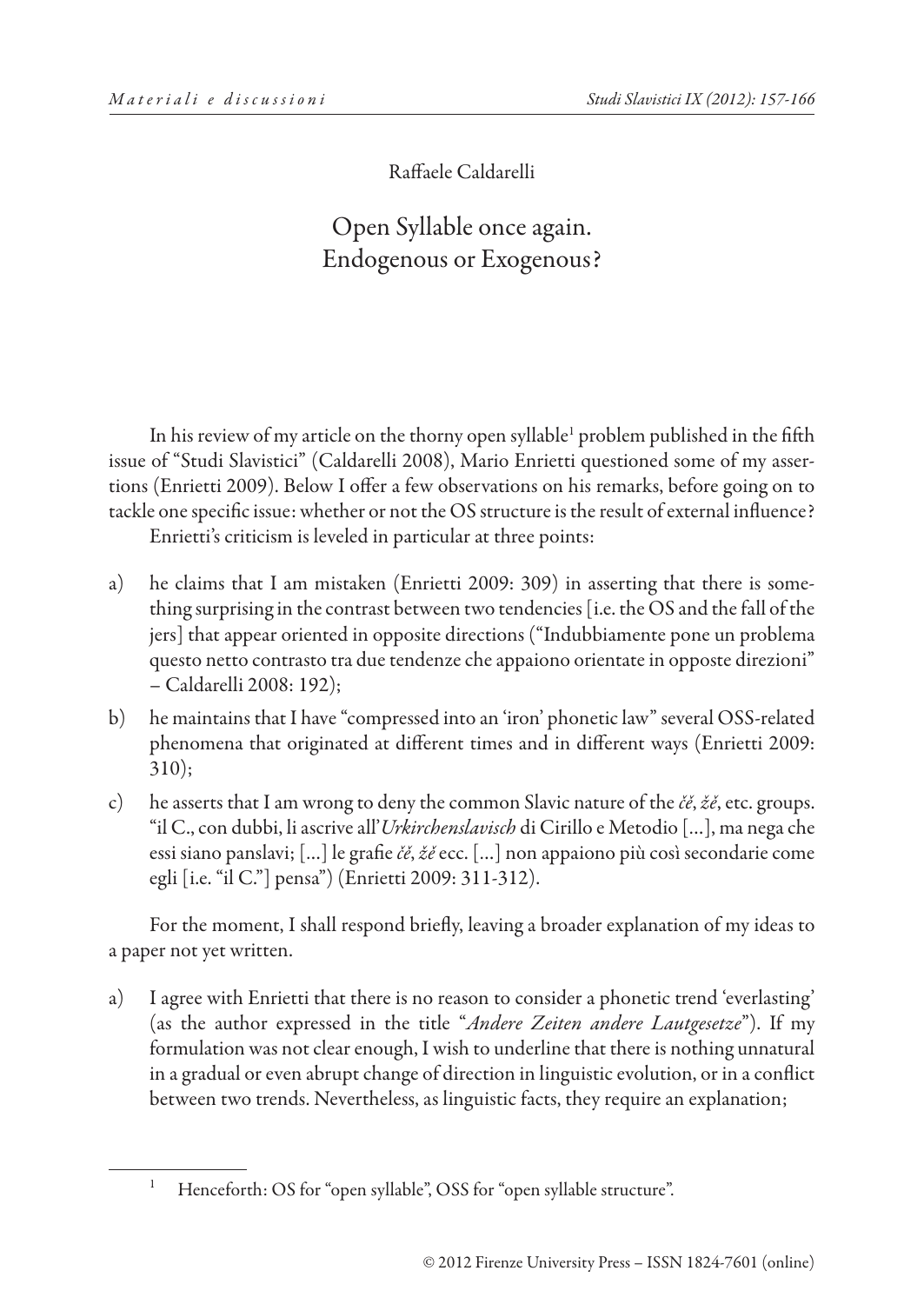Raffaele Caldarelli

# Open Syllable once again. Endogenous or Exogenous?

In his review of my article on the thorny open syllable[1] problem published in the fifth issue of "Studi Slavistici" (Caldarelli 2008), Mario Enrietti questioned some of my assertions (Enrietti 2009). Below I offer a few observations on his remarks, before going on to tackle one specific issue: whether or not the OS structure is the result of external influence?

Enrietti's criticism is leveled in particular at three points:

a) he claims that I am mistaken (Enrietti 2009: 309) in asserting that there is something surprising in the contrast between two tendencies [i.e. the OS and the fall of the jers] that appear oriented in opposite directions ("Indubbiamente pone un problema questo netto contrasto tra due tendenze che appaiono orientate in opposte direzioni" – Caldarelli 2008: 192);

b) he maintains that I have "compressed into an 'iron' phonetic law" several OSS-related phenomena that originated at different times and in different ways (Enrietti 2009: 310);

c) he asserts that I am wrong to deny the common Slavic nature of the *čě*, *žě*, etc. groups. "il C., con dubbi, li ascrive all'*Urkirchenslavisch* di Cirillo e Metodio […], ma nega che essi siano panslavi; […] le grafie *čě*, *žě* ecc. […] non appaiono più così secondarie come egli [i.e. "il C."] pensa") (Enrietti 2009: 311-312).

For the moment, I shall respond briefly, leaving a broader explanation of my ideas to a paper not yet written.

a) I agree with Enrietti that there is no reason to consider a phonetic trend 'everlasting' (as the author expressed in the title "*Andere Zeiten andere Lautgesetze*"). If my formulation was not clear enough, I wish to underline that there is nothing unnatural in a gradual or even abrupt change of direction in linguistic evolution, or in a conflict between two trends. Nevertheless, as linguistic facts, they require an explanation;

[1] Henceforth: OS for "open syllable", OSS for "open syllable structure".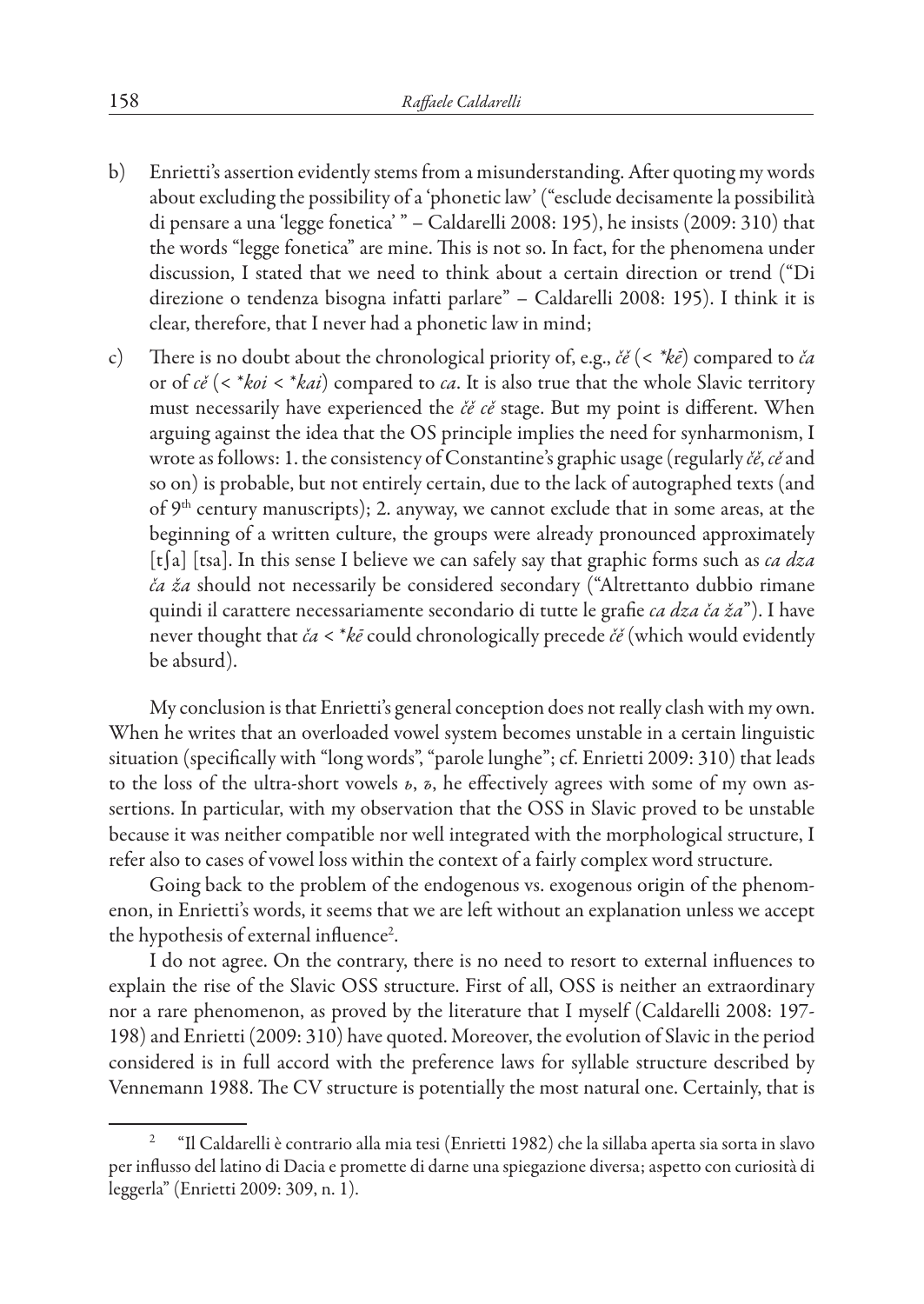b) Enrietti's assertion evidently stems from a misunderstanding. After quoting my words about excluding the possibility of a 'phonetic law' ("esclude decisamente la possibilità di pensare a una 'legge fonetica' " – Caldarelli 2008: 195), he insists (2009: 310) that the words "legge fonetica" are mine. This is not so. In fact, for the phenomena under discussion, I stated that we need to think about a certain direction or trend ("Di direzione o tendenza bisogna infatti parlare" – Caldarelli 2008: 195). I think it is clear, therefore, that I never had a phonetic law in mind;

c) There is no doubt about the chronological priority of, e.g., *čě* (< *\*kē*) compared to *ča* or of *cě* (< *\*koi* < *\*kai*) compared to *ca*. It is also true that the whole Slavic territory must necessarily have experienced the *čě cě* stage. But my point is different. When arguing against the idea that the OS principle implies the need for synharmonism, I wrote as follows: 1. the consistency of Constantine's graphic usage (regularly *čě*, *cě* and so on) is probable, but not entirely certain, due to the lack of autographed texts (and of 9th century manuscripts); 2. anyway, we cannot exclude that in some areas, at the beginning of a written culture, the groups were already pronounced approximately [tʃa] [tsa]. In this sense I believe we can safely say that graphic forms such as *ca dza ča ža* should not necessarily be considered secondary ("Altrettanto dubbio rimane quindi il carattere necessariamente secondario di tutte le grafie *ca dza ča ža*"). I have never thought that *ča* < *\*kē* could chronologically precede *čě* (which would evidently be absurd).

My conclusion is that Enrietti's general conception does not really clash with my own. When he writes that an overloaded vowel system becomes unstable in a certain linguistic situation (specifically with "long words", "parole lunghe"; cf. Enrietti 2009: 310) that leads to the loss of the ultra-short vowels *ь*, *ъ*, he effectively agrees with some of my own assertions. In particular, with my observation that the OSS in Slavic proved to be unstable because it was neither compatible nor well integrated with the morphological structure, I refer also to cases of vowel loss within the context of a fairly complex word structure.

Going back to the problem of the endogenous vs. exogenous origin of the phenomenon, in Enrietti's words, it seems that we are left without an explanation unless we accept the hypothesis of external influence[2].

I do not agree. On the contrary, there is no need to resort to external influences to explain the rise of the Slavic OSS structure. First of all, OSS is neither an extraordinary nor a rare phenomenon, as proved by the literature that I myself (Caldarelli 2008: 197-198) and Enrietti (2009: 310) have quoted. Moreover, the evolution of Slavic in the period considered is in full accord with the preference laws for syllable structure described by Vennemann 1988. The CV structure is potentially the most natural one. Certainly, that is

[2] "Il Caldarelli è contrario alla mia tesi (Enrietti 1982) che la sillaba aperta sia sorta in slavo per influsso del latino di Dacia e promette di darne una spiegazione diversa; aspetto con curiosità di leggerla" (Enrietti 2009: 309, n. 1).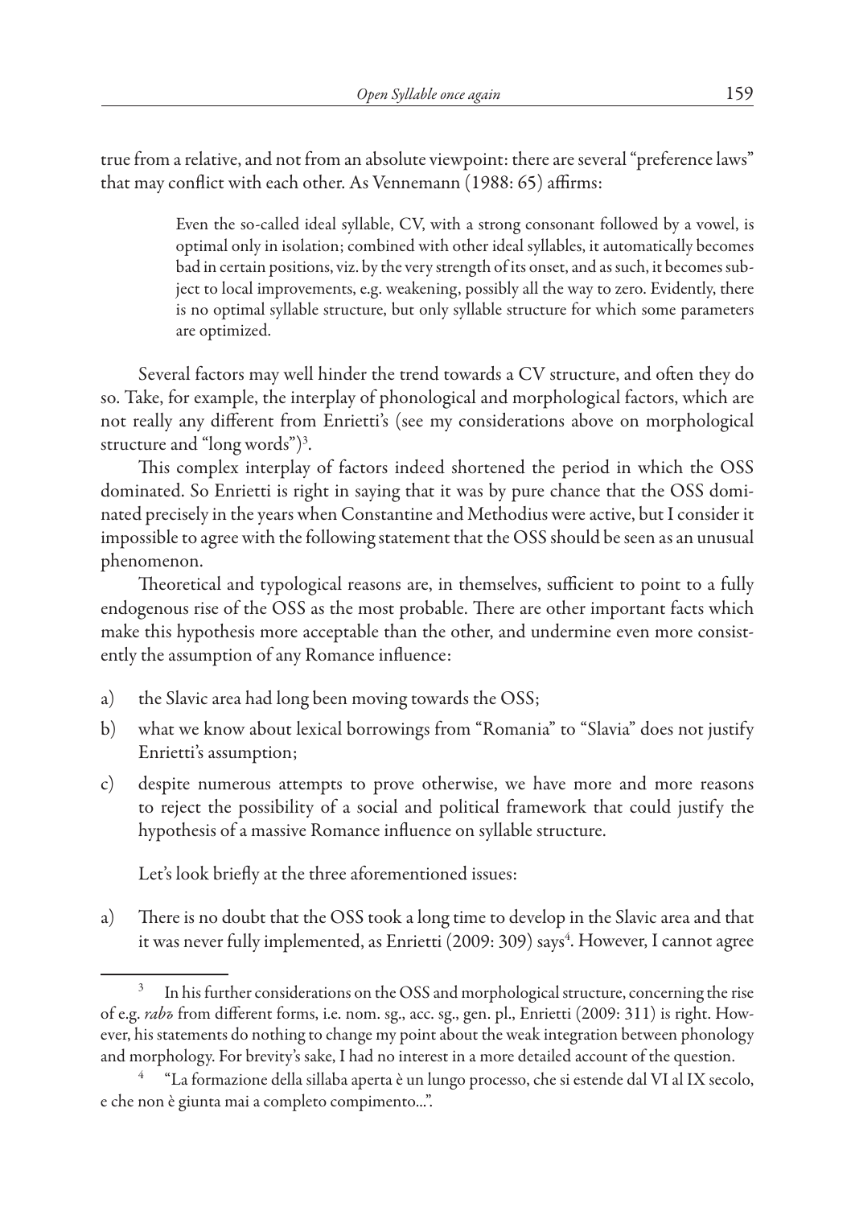true from a relative, and not from an absolute viewpoint: there are several "preference laws" that may conflict with each other. As Vennemann (1988: 65) affirms:

> Even the so-called ideal syllable, CV, with a strong consonant followed by a vowel, is optimal only in isolation; combined with other ideal syllables, it automatically becomes bad in certain positions, viz. by the very strength of its onset, and as such, it becomes subject to local improvements, e.g. weakening, possibly all the way to zero. Evidently, there is no optimal syllable structure, but only syllable structure for which some parameters are optimized.

Several factors may well hinder the trend towards a CV structure, and often they do so. Take, for example, the interplay of phonological and morphological factors, which are not really any different from Enrietti's (see my considerations above on morphological structure and "long words")[3].

This complex interplay of factors indeed shortened the period in which the OSS dominated. So Enrietti is right in saying that it was by pure chance that the OSS dominated precisely in the years when Constantine and Methodius were active, but I consider it impossible to agree with the following statement that the OSS should be seen as an unusual phenomenon.

Theoretical and typological reasons are, in themselves, sufficient to point to a fully endogenous rise of the OSS as the most probable. There are other important facts which make this hypothesis more acceptable than the other, and undermine even more consistently the assumption of any Romance influence:

a) the Slavic area had long been moving towards the OSS;
b) what we know about lexical borrowings from "Romania" to "Slavia" does not justify Enrietti's assumption;
c) despite numerous attempts to prove otherwise, we have more and more reasons to reject the possibility of a social and political framework that could justify the hypothesis of a massive Romance influence on syllable structure.

Let's look briefly at the three aforementioned issues:

a) There is no doubt that the OSS took a long time to develop in the Slavic area and that it was never fully implemented, as Enrietti (2009: 309) says[4]. However, I cannot agree

---

[3] In his further considerations on the OSS and morphological structure, concerning the rise of e.g. *rabъ* from different forms, i.e. nom. sg., acc. sg., gen. pl., Enrietti (2009: 311) is right. However, his statements do nothing to change my point about the weak integration between phonology and morphology. For brevity's sake, I had no interest in a more detailed account of the question.

[4] "La formazione della sillaba aperta è un lungo processo, che si estende dal VI al IX secolo, e che non è giunta mai a completo compimento...".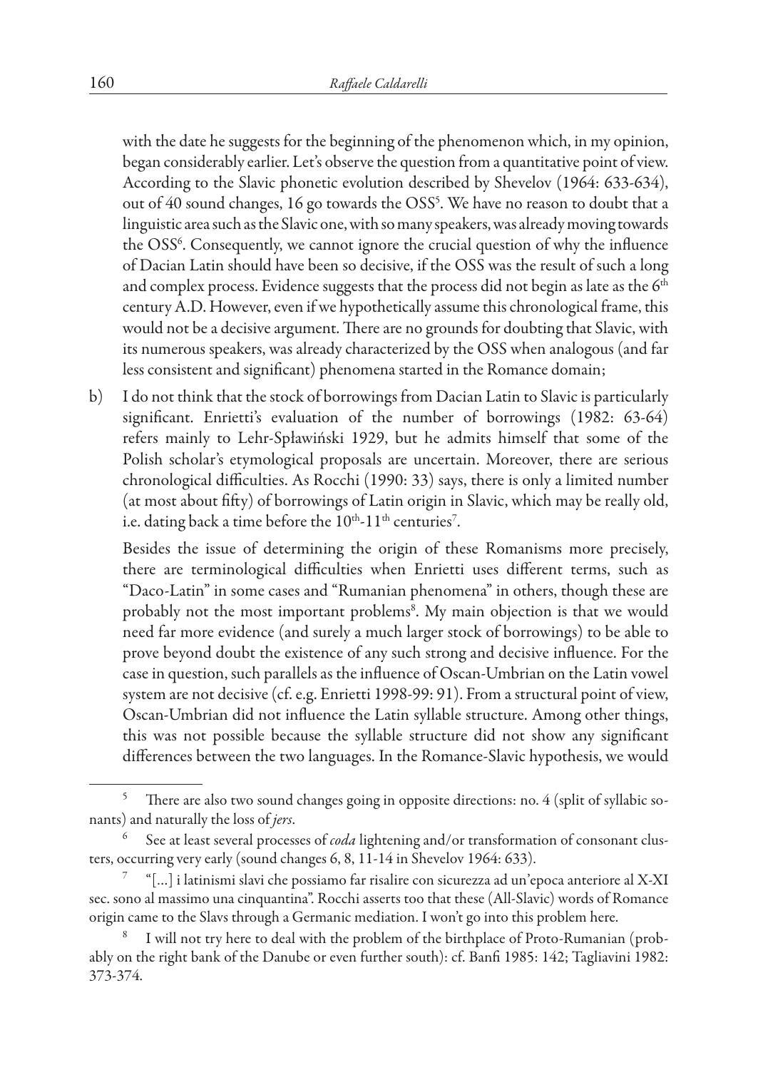with the date he suggests for the beginning of the phenomenon which, in my opinion, began considerably earlier. Let's observe the question from a quantitative point of view. According to the Slavic phonetic evolution described by Shevelov (1964: 633-634), out of 40 sound changes, 16 go towards the OSS[5]. We have no reason to doubt that a linguistic area such as the Slavic one, with so many speakers, was already moving towards the OSS[6]. Consequently, we cannot ignore the crucial question of why the influence of Dacian Latin should have been so decisive, if the OSS was the result of such a long and complex process. Evidence suggests that the process did not begin as late as the 6th century A.D. However, even if we hypothetically assume this chronological frame, this would not be a decisive argument. There are no grounds for doubting that Slavic, with its numerous speakers, was already characterized by the OSS when analogous (and far less consistent and significant) phenomena started in the Romance domain;

b) I do not think that the stock of borrowings from Dacian Latin to Slavic is particularly significant. Enrietti's evaluation of the number of borrowings (1982: 63-64) refers mainly to Lehr-Spławiński 1929, but he admits himself that some of the Polish scholar's etymological proposals are uncertain. Moreover, there are serious chronological difficulties. As Rocchi (1990: 33) says, there is only a limited number (at most about fifty) of borrowings of Latin origin in Slavic, which may be really old, i.e. dating back a time before the 10th-11th centuries[7].

   Besides the issue of determining the origin of these Romanisms more precisely, there are terminological difficulties when Enrietti uses different terms, such as "Daco-Latin" in some cases and "Rumanian phenomena" in others, though these are probably not the most important problems[8]. My main objection is that we would need far more evidence (and surely a much larger stock of borrowings) to be able to prove beyond doubt the existence of any such strong and decisive influence. For the case in question, such parallels as the influence of Oscan-Umbrian on the Latin vowel system are not decisive (cf. e.g. Enrietti 1998-99: 91). From a structural point of view, Oscan-Umbrian did not influence the Latin syllable structure. Among other things, this was not possible because the syllable structure did not show any significant differences between the two languages. In the Romance-Slavic hypothesis, we would

---

[5] There are also two sound changes going in opposite directions: no. 4 (split of syllabic sonants) and naturally the loss of *jers*.

[6] See at least several processes of *coda* lightening and/or transformation of consonant clusters, occurring very early (sound changes 6, 8, 11-14 in Shevelov 1964: 633).

[7] "[...] i latinismi slavi che possiamo far risalire con sicurezza ad un'epoca anteriore al X-XI sec. sono al massimo una cinquantina". Rocchi asserts too that these (All-Slavic) words of Romance origin came to the Slavs through a Germanic mediation. I won't go into this problem here.

[8] I will not try here to deal with the problem of the birthplace of Proto-Rumanian (probably on the right bank of the Danube or even further south): cf. Banfi 1985: 142; Tagliavini 1982: 373-374.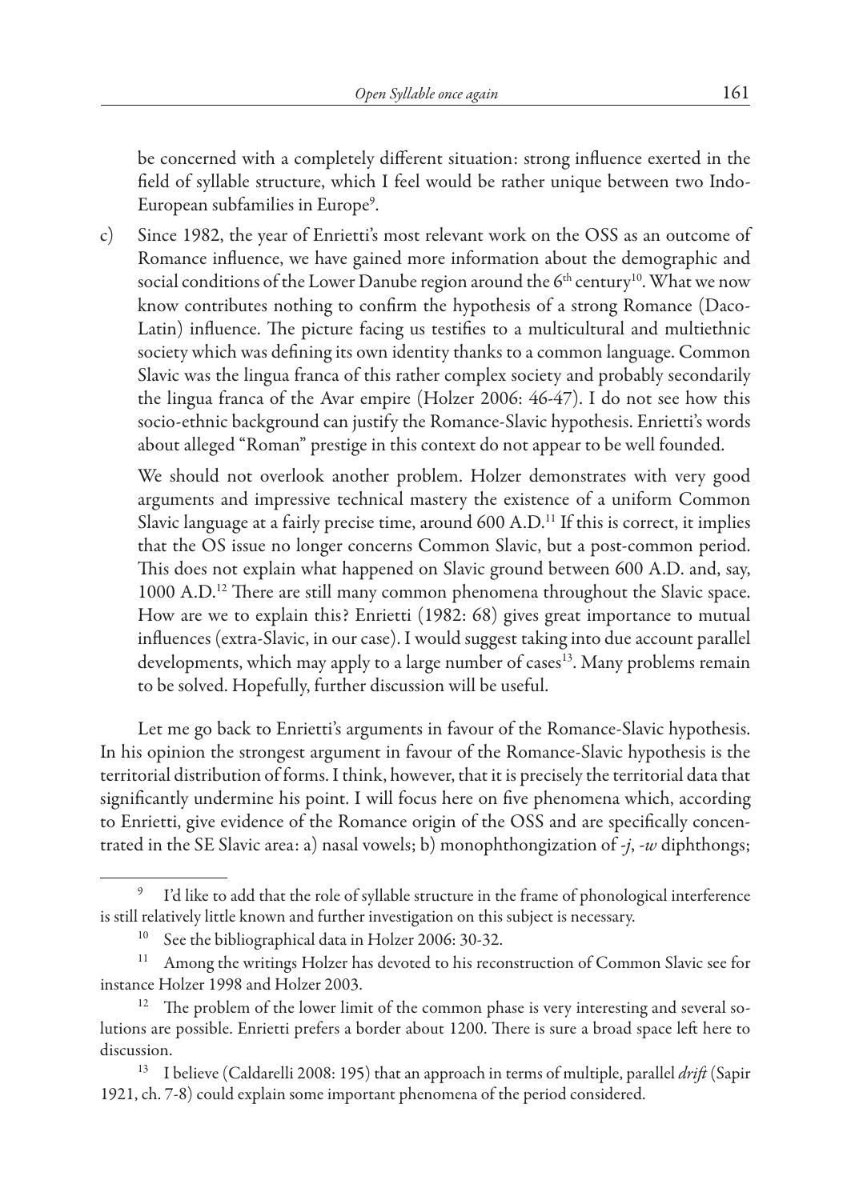be concerned with a completely different situation: strong influence exerted in the field of syllable structure, which I feel would be rather unique between two Indo-European subfamilies in Europe[9].

c) Since 1982, the year of Enrietti's most relevant work on the OSS as an outcome of Romance influence, we have gained more information about the demographic and social conditions of the Lower Danube region around the 6th century[10]. What we now know contributes nothing to confirm the hypothesis of a strong Romance (Daco-Latin) influence. The picture facing us testifies to a multicultural and multiethnic society which was defining its own identity thanks to a common language. Common Slavic was the lingua franca of this rather complex society and probably secondarily the lingua franca of the Avar empire (Holzer 2006: 46-47). I do not see how this socio-ethnic background can justify the Romance-Slavic hypothesis. Enrietti's words about alleged "Roman" prestige in this context do not appear to be well founded.

   We should not overlook another problem. Holzer demonstrates with very good arguments and impressive technical mastery the existence of a uniform Common Slavic language at a fairly precise time, around 600 A.D.[11] If this is correct, it implies that the OS issue no longer concerns Common Slavic, but a post-common period. This does not explain what happened on Slavic ground between 600 A.D. and, say, 1000 A.D.[12] There are still many common phenomena throughout the Slavic space. How are we to explain this? Enrietti (1982: 68) gives great importance to mutual influences (extra-Slavic, in our case). I would suggest taking into due account parallel developments, which may apply to a large number of cases[13]. Many problems remain to be solved. Hopefully, further discussion will be useful.

Let me go back to Enrietti's arguments in favour of the Romance-Slavic hypothesis. In his opinion the strongest argument in favour of the Romance-Slavic hypothesis is the territorial distribution of forms. I think, however, that it is precisely the territorial data that significantly undermine his point. I will focus here on five phenomena which, according to Enrietti, give evidence of the Romance origin of the OSS and are specifically concentrated in the SE Slavic area: a) nasal vowels; b) monophthongization of *-j*, *-w* diphthongs;

---

[9] I'd like to add that the role of syllable structure in the frame of phonological interference is still relatively little known and further investigation on this subject is necessary.

[10] See the bibliographical data in Holzer 2006: 30-32.

[11] Among the writings Holzer has devoted to his reconstruction of Common Slavic see for instance Holzer 1998 and Holzer 2003.

[12] The problem of the lower limit of the common phase is very interesting and several solutions are possible. Enrietti prefers a border about 1200. There is sure a broad space left here to discussion.

[13] I believe (Caldarelli 2008: 195) that an approach in terms of multiple, parallel *drift* (Sapir 1921, ch. 7-8) could explain some important phenomena of the period considered.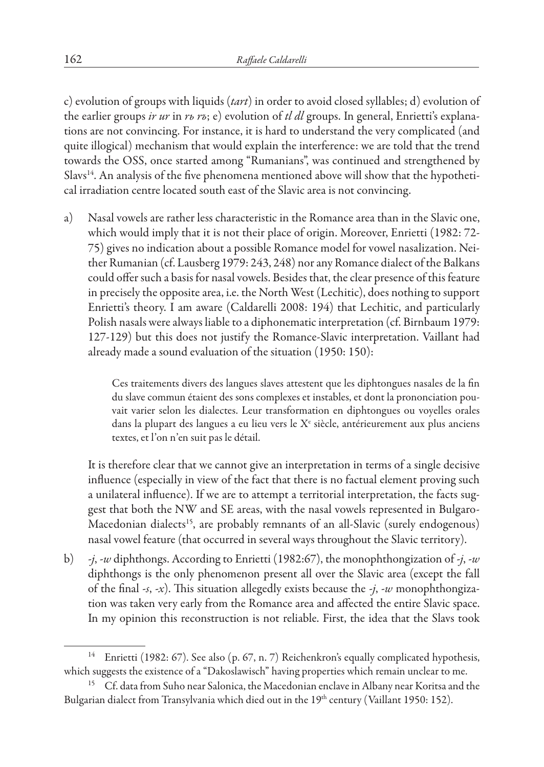c) evolution of groups with liquids (*tart*) in order to avoid closed syllables; d) evolution of the earlier groups *ir ur* in *rь rъ*; e) evolution of *tl dl* groups. In general, Enrietti's explanations are not convincing. For instance, it is hard to understand the very complicated (and quite illogical) mechanism that would explain the interference: we are told that the trend towards the OSS, once started among "Rumanians", was continued and strengthened by Slavs[14]. An analysis of the five phenomena mentioned above will show that the hypothetical irradiation centre located south east of the Slavic area is not convincing.

a) Nasal vowels are rather less characteristic in the Romance area than in the Slavic one, which would imply that it is not their place of origin. Moreover, Enrietti (1982: 72-75) gives no indication about a possible Romance model for vowel nasalization. Neither Rumanian (cf. Lausberg 1979: 243, 248) nor any Romance dialect of the Balkans could offer such a basis for nasal vowels. Besides that, the clear presence of this feature in precisely the opposite area, i.e. the North West (Lechitic), does nothing to support Enrietti's theory. I am aware (Caldarelli 2008: 194) that Lechitic, and particularly Polish nasals were always liable to a diphonematic interpretation (cf. Birnbaum 1979: 127-129) but this does not justify the Romance-Slavic interpretation. Vaillant had already made a sound evaluation of the situation (1950: 150):

   > Ces traitements divers des langues slaves attestent que les diphtongues nasales de la fin du slave commun étaient des sons complexes et instables, et dont la prononciation pouvait varier selon les dialectes. Leur transformation en diphtongues ou voyelles orales dans la plupart des langues a eu lieu vers le X[e] siècle, antérieurement aux plus anciens textes, et l'on n'en suit pas le détail.

   It is therefore clear that we cannot give an interpretation in terms of a single decisive influence (especially in view of the fact that there is no factual element proving such a unilateral influence). If we are to attempt a territorial interpretation, the facts suggest that both the NW and SE areas, with the nasal vowels represented in Bulgaro-Macedonian dialects[15], are probably remnants of an all-Slavic (surely endogenous) nasal vowel feature (that occurred in several ways throughout the Slavic territory).

b) *-j*, *-w* diphthongs. According to Enrietti (1982:67), the monophthongization of *-j*, *-w* diphthongs is the only phenomenon present all over the Slavic area (except the fall of the final *-s*, *-x*). This situation allegedly exists because the *-j*, *-w* monophthongization was taken very early from the Romance area and affected the entire Slavic space. In my opinion this reconstruction is not reliable. First, the idea that the Slavs took

---

[14] Enrietti (1982: 67). See also (p. 67, n. 7) Reichenkron's equally complicated hypothesis, which suggests the existence of a "Dakoslawisch" having properties which remain unclear to me.

[15] Cf. data from Suho near Salonica, the Macedonian enclave in Albany near Koritsa and the Bulgarian dialect from Transylvania which died out in the 19[th] century (Vaillant 1950: 152).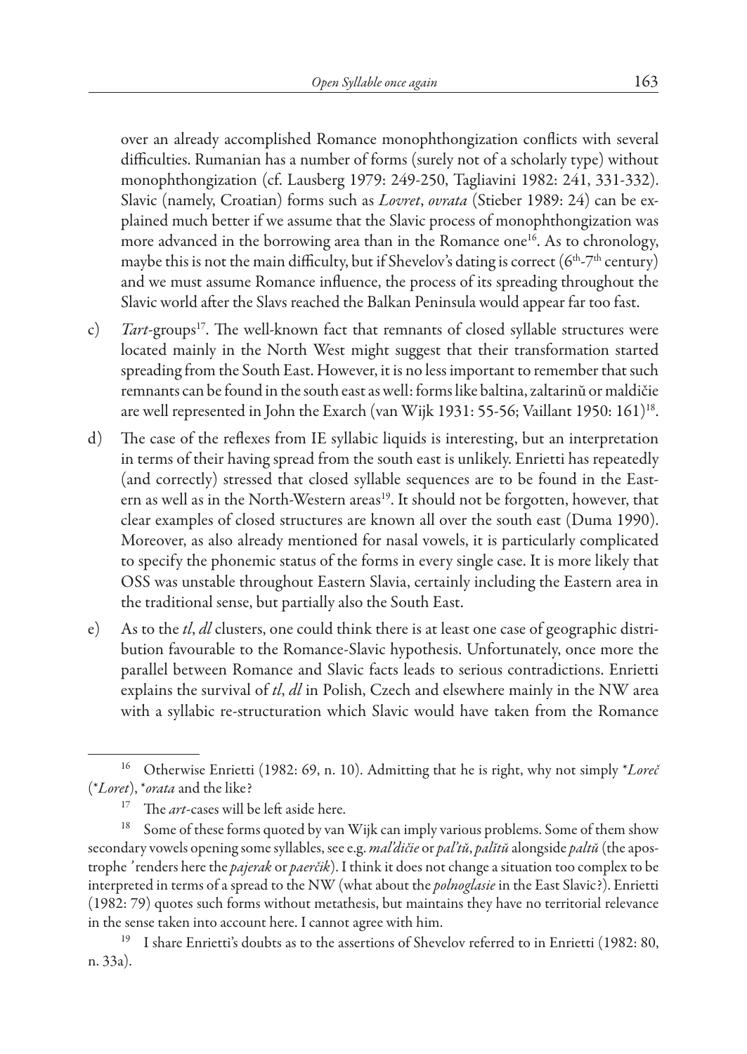over an already accomplished Romance monophthongization conflicts with several difficulties. Rumanian has a number of forms (surely not of a scholarly type) without monophthongization (cf. Lausberg 1979: 249-250, Tagliavini 1982: 241, 331-332). Slavic (namely, Croatian) forms such as *Lovret*, *ovrata* (Stieber 1989: 24) can be explained much better if we assume that the Slavic process of monophthongization was more advanced in the borrowing area than in the Romance one[16]. As to chronology, maybe this is not the main difficulty, but if Shevelov's dating is correct (6th-7th century) and we must assume Romance influence, the process of its spreading throughout the Slavic world after the Slavs reached the Balkan Peninsula would appear far too fast.

c) *Tart*-groups[17]. The well-known fact that remnants of closed syllable structures were located mainly in the North West might suggest that their transformation started spreading from the South East. However, it is no less important to remember that such remnants can be found in the south east as well: forms like baltina, zaltarinŭ or maldičie are well represented in John the Exarch (van Wijk 1931: 55-56; Vaillant 1950: 161)[18].

d) The case of the reflexes from IE syllabic liquids is interesting, but an interpretation in terms of their having spread from the south east is unlikely. Enrietti has repeatedly (and correctly) stressed that closed syllable sequences are to be found in the Eastern as well as in the North-Western areas[19]. It should not be forgotten, however, that clear examples of closed structures are known all over the south east (Duma 1990). Moreover, as also already mentioned for nasal vowels, it is particularly complicated to specify the phonemic status of the forms in every single case. It is more likely that OSS was unstable throughout Eastern Slavia, certainly including the Eastern area in the traditional sense, but partially also the South East.

e) As to the *tl*, *dl* clusters, one could think there is at least one case of geographic distribution favourable to the Romance-Slavic hypothesis. Unfortunately, once more the parallel between Romance and Slavic facts leads to serious contradictions. Enrietti explains the survival of *tl*, *dl* in Polish, Czech and elsewhere mainly in the NW area with a syllabic re-structuration which Slavic would have taken from the Romance

---

[16] Otherwise Enrietti (1982: 69, n. 10). Admitting that he is right, why not simply \**Loreč* (\**Loret*), \**orata* and the like?

[17] The *art*-cases will be left aside here.

[18] Some of these forms quoted by van Wijk can imply various problems. Some of them show secondary vowels opening some syllables, see e.g. *mal'dičie* or *pal'tŭ*, *palitŭ* alongside *paltŭ* (the apostrophe ' renders here the *pajerak* or *paerčik*). I think it does not change a situation too complex to be interpreted in terms of a spread to the NW (what about the *polnoglasie* in the East Slavic?). Enrietti (1982: 79) quotes such forms without metathesis, but maintains they have no territorial relevance in the sense taken into account here. I cannot agree with him.

[19] I share Enrietti's doubts as to the assertions of Shevelov referred to in Enrietti (1982: 80, n. 33a).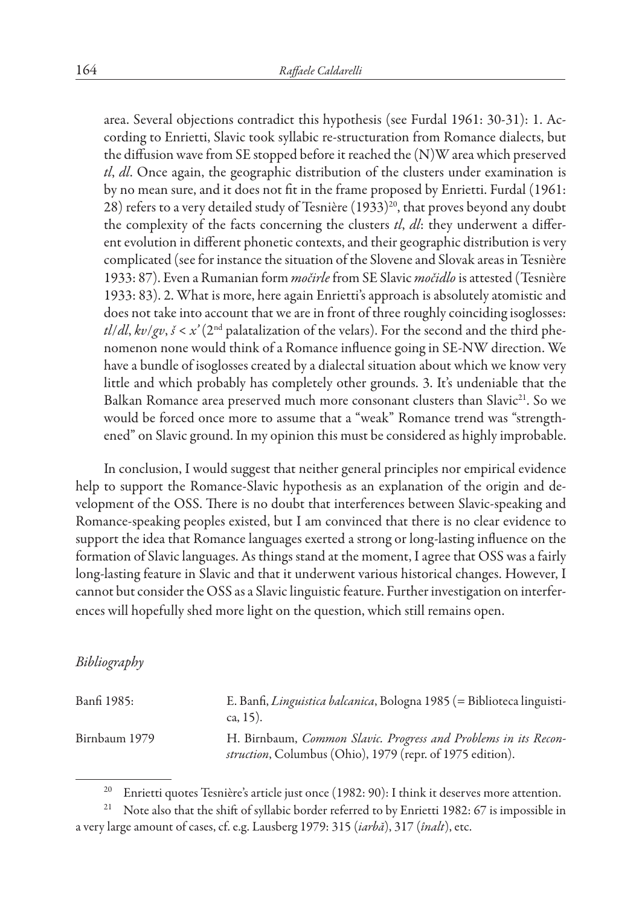area. Several objections contradict this hypothesis (see Furdal 1961: 30-31): 1. According to Enrietti, Slavic took syllabic re-structuration from Romance dialects, but the diffusion wave from SE stopped before it reached the (N)W area which preserved *tl*, *dl*. Once again, the geographic distribution of the clusters under examination is by no mean sure, and it does not fit in the frame proposed by Enrietti. Furdal (1961: 28) refers to a very detailed study of Tesnière (1933)[20], that proves beyond any doubt the complexity of the facts concerning the clusters *tl*, *dl*: they underwent a different evolution in different phonetic contexts, and their geographic distribution is very complicated (see for instance the situation of the Slovene and Slovak areas in Tesnière 1933: 87). Even a Rumanian form *močirle* from SE Slavic *močidlo* is attested (Tesnière 1933: 83). 2. What is more, here again Enrietti's approach is absolutely atomistic and does not take into account that we are in front of three roughly coinciding isoglosses: *tl*/*dl*, *kv*/*gv*, *ś* < *x'* (2nd palatalization of the velars). For the second and the third phenomenon none would think of a Romance influence going in SE-NW direction. We have a bundle of isoglosses created by a dialectal situation about which we know very little and which probably has completely other grounds. 3. It's undeniable that the Balkan Romance area preserved much more consonant clusters than Slavic[21]. So we would be forced once more to assume that a "weak" Romance trend was "strengthened" on Slavic ground. In my opinion this must be considered as highly improbable.

In conclusion, I would suggest that neither general principles nor empirical evidence help to support the Romance-Slavic hypothesis as an explanation of the origin and development of the OSS. There is no doubt that interferences between Slavic-speaking and Romance-speaking peoples existed, but I am convinced that there is no clear evidence to support the idea that Romance languages exerted a strong or long-lasting influence on the formation of Slavic languages. As things stand at the moment, I agree that OSS was a fairly long-lasting feature in Slavic and that it underwent various historical changes. However, I cannot but consider the OSS as a Slavic linguistic feature. Further investigation on interferences will hopefully shed more light on the question, which still remains open.

*Bibliography*

Banfi 1985: E. Banfi, *Linguistica balcanica*, Bologna 1985 (= Biblioteca linguistica, 15).

Birnbaum 1979 H. Birnbaum, *Common Slavic. Progress and Problems in its Reconstruction*, Columbus (Ohio), 1979 (repr. of 1975 edition).

---

[20] Enrietti quotes Tesnière's article just once (1982: 90): I think it deserves more attention.

[21] Note also that the shift of syllabic border referred to by Enrietti 1982: 67 is impossible in a very large amount of cases, cf. e.g. Lausberg 1979: 315 (*iarbă*), 317 (*înalt*), etc.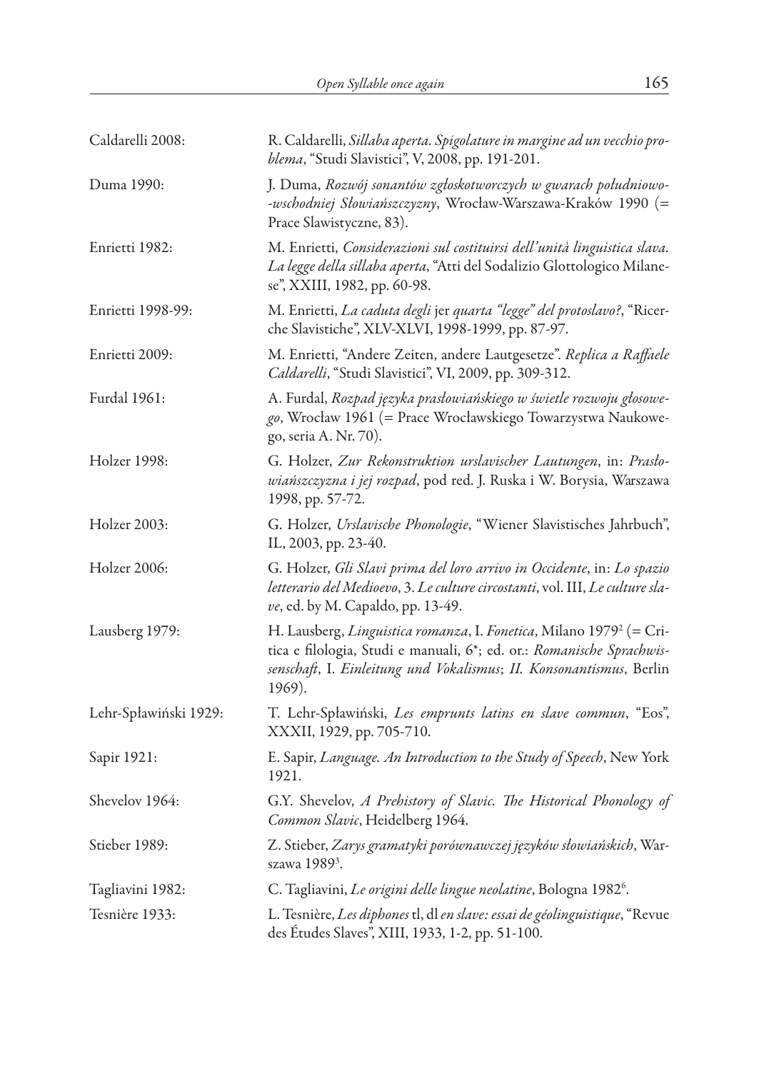Caldarelli 2008: R. Caldarelli, *Sillaba aperta. Spigolature in margine ad un vecchio problema*, "Studi Slavistici", V, 2008, pp. 191-201.

Duma 1990: J. Duma, *Rozwój sonantów zgłoskotwórczych w gwarach południowo-wschodniej Słowiańszczyzny*, Wrocław-Warszawa-Kraków 1990 (= Prace Slawistyczne, 83).

Enrietti 1982: M. Enrietti, *Considerazioni sul costituirsi dell'unità linguistica slava. La legge della sillaba aperta*, "Atti del Sodalizio Glottologico Milanese", XXIII, 1982, pp. 60-98.

Enrietti 1998-99: M. Enrietti, *La caduta degli* jer *quarta "legge" del protoslavo?*, "Ricerche Slavistiche", XLV-XLVI, 1998-1999, pp. 87-97.

Enrietti 2009: M. Enrietti, "Andere Zeiten, andere Lautgesetze". *Replica a Raffaele Caldarelli*, "Studi Slavistici", VI, 2009, pp. 309-312.

Furdal 1961: A. Furdal, *Rozpad języka prasłowiańskiego w świetle rozwoju głosowego*, Wrocław 1961 (= Prace Wrocławskiego Towarzystwa Naukowego, seria A. Nr. 70).

Holzer 1998: G. Holzer, *Zur Rekonstruktion urslavischer Lautungen*, in: *Prasłowiańszczyzna i jej rozpad*, pod red. J. Ruska i W. Borysia, Warszawa 1998, pp. 57-72.

Holzer 2003: G. Holzer, *Urslavische Phonologie*, "Wiener Slavistisches Jahrbuch", IL, 2003, pp. 23-40.

Holzer 2006: G. Holzer, *Gli Slavi prima del loro arrivo in Occidente*, in: *Lo spazio letterario del Medioevo*, 3. *Le culture circostanti*, vol. III, *Le culture slave*, ed. by M. Capaldo, pp. 13-49.

Lausberg 1979: H. Lausberg, *Linguistica romanza*, I. *Fonetica*, Milano 1979[2] (= Critica e filologia, Studi e manuali, 6*; ed. or.: *Romanische Sprachwissenschaft*, I. *Einleitung und Vokalismus*; *II. Konsonantismus*, Berlin 1969).

Lehr-Spławiński 1929: T. Lehr-Spławiński, *Les emprunts latins en slave commun*, "Eos", XXXII, 1929, pp. 705-710.

Sapir 1921: E. Sapir, *Language. An Introduction to the Study of Speech*, New York 1921.

Shevelov 1964: G.Y. Shevelov, *A Prehistory of Slavic. The Historical Phonology of Common Slavic*, Heidelberg 1964.

Stieber 1989: Z. Stieber, *Zarys gramatyki porównawczej języków słowiańskich*, Warszawa 1989[3].

Tagliavini 1982: C. Tagliavini, *Le origini delle lingue neolatine*, Bologna 1982[6].

Tesnière 1933: L. Tesnière, *Les diphones* tl, dl *en slave: essai de géolinguistique*, "Revue des Études Slaves", XIII, 1933, 1-2, pp. 51-100.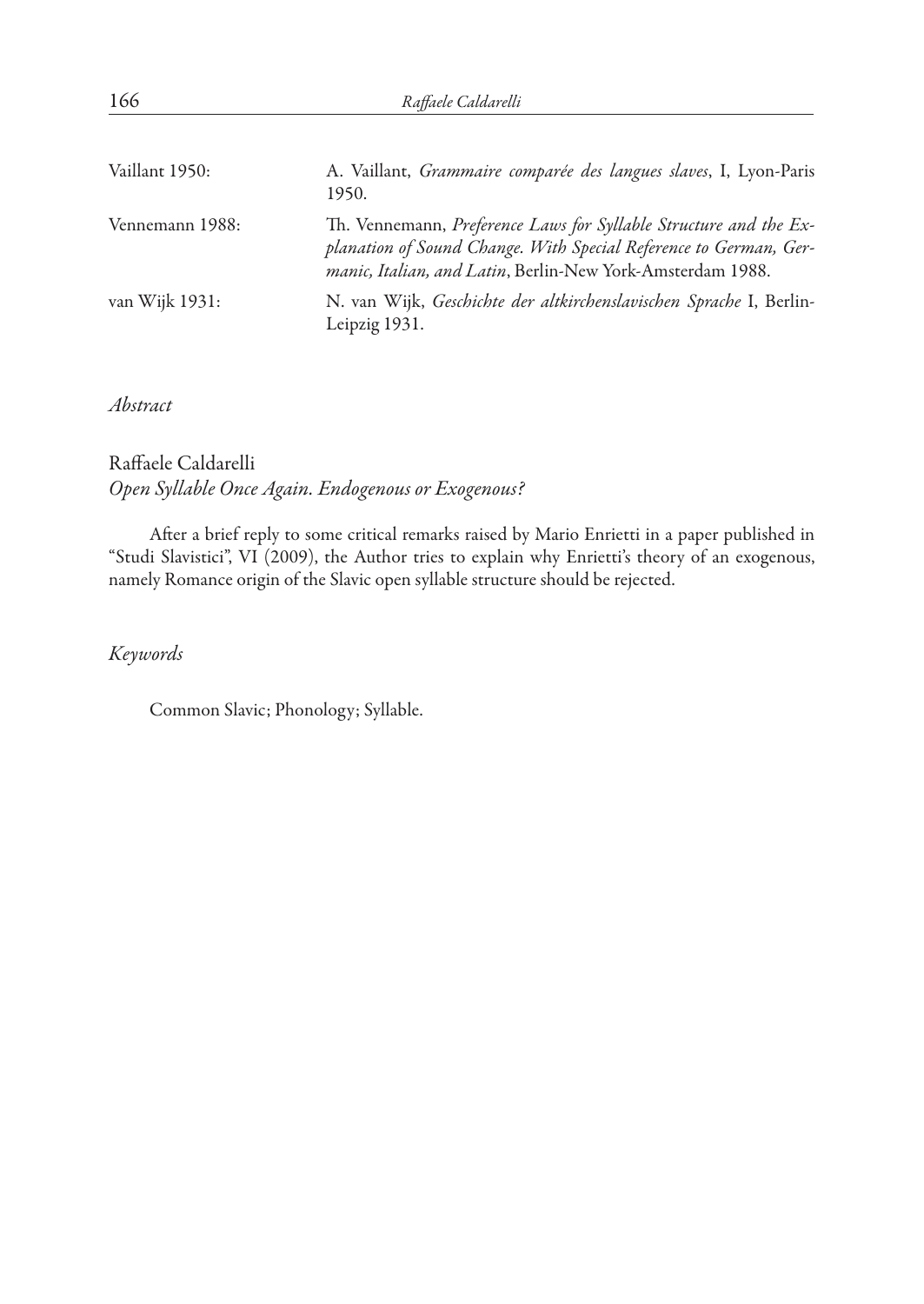Vaillant 1950: A. Vaillant, *Grammaire comparée des langues slaves*, I, Lyon-Paris 1950.

Vennemann 1988: Th. Vennemann, *Preference Laws for Syllable Structure and the Explanation of Sound Change. With Special Reference to German, Germanic, Italian, and Latin*, Berlin-New York-Amsterdam 1988.

van Wijk 1931: N. van Wijk, *Geschichte der altkirchenslavischen Sprache* I, Berlin-Leipzig 1931.

*Abstract*

Raffaele Caldarelli
*Open Syllable Once Again. Endogenous or Exogenous?*

After a brief reply to some critical remarks raised by Mario Enrietti in a paper published in "Studi Slavistici", VI (2009), the Author tries to explain why Enrietti's theory of an exogenous, namely Romance origin of the Slavic open syllable structure should be rejected.

*Keywords*

Common Slavic; Phonology; Syllable.